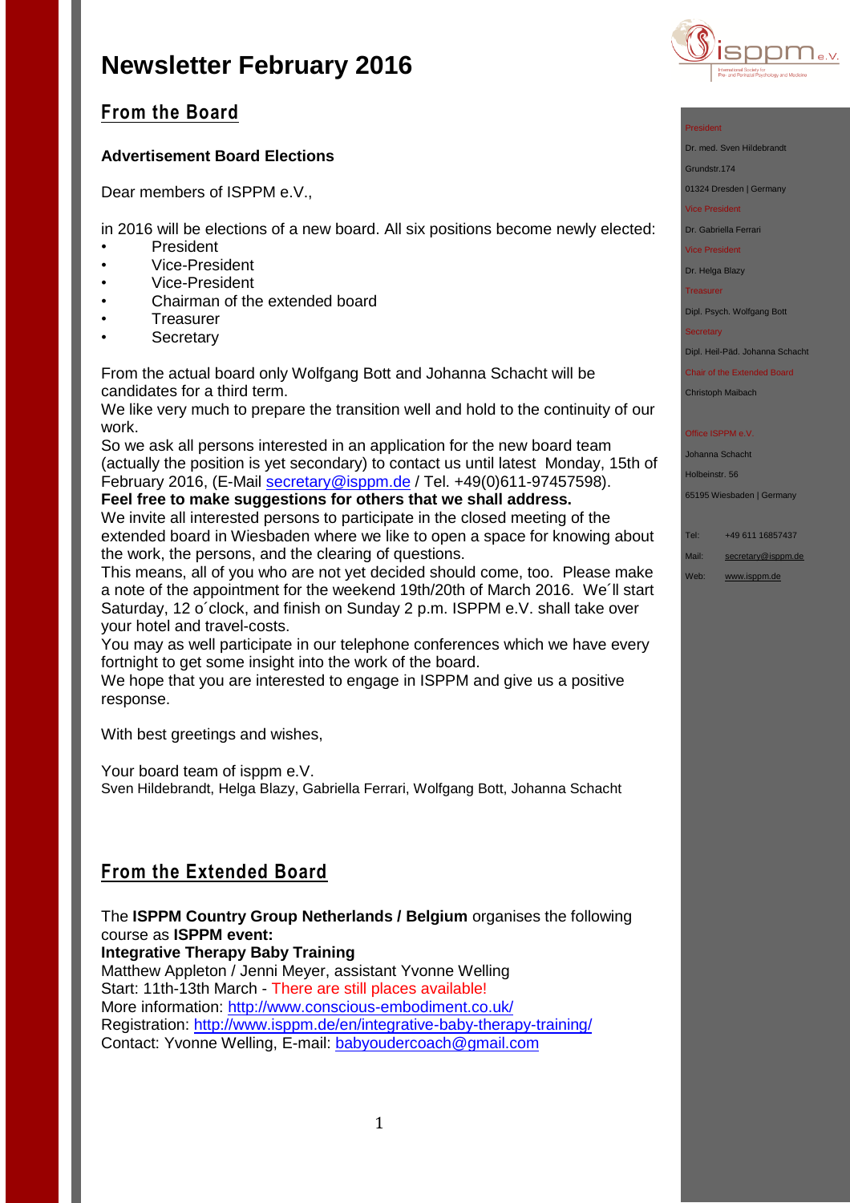# Newsletter February 2016

## From the Board

**Advertisement Board Elections**

Dear members of ISPPM e.V.,

in 2016 will be elections of a new board. All six positions become newly elected:

- President
- Vice-President
- Vice-President
- Chairman of the extended board
- Treasurer
- Secretary

From the actual board only Wolfgang Bott and Johanna Schacht will be candidates for a third term.
We like very much to prepare the transition well and hold to the continuity of our work.
So we ask all persons interested in an application for the new board team (actually the position is yet secondary) to contact us until latest Monday, 15th of February 2016, (E-Mail secretary@isppm.de / Tel. +49(0)611-97457598).
**Feel free to make suggestions for others that we shall address.**
We invite all interested persons to participate in the closed meeting of the extended board in Wiesbaden where we like to open a space for knowing about the work, the persons, and the clearing of questions.
This means, all of you who are not yet decided should come, too. Please make a note of the appointment for the weekend 19th/20th of March 2016. We´ll start Saturday, 12 o´clock, and finish on Sunday 2 p.m. ISPPM e.V. shall take over your hotel and travel-costs.
You may as well participate in our telephone conferences which we have every fortnight to get some insight into the work of the board.
We hope that you are interested to engage in ISPPM and give us a positive response.

With best greetings and wishes,

Your board team of isppm e.V.
Sven Hildebrandt, Helga Blazy, Gabriella Ferrari, Wolfgang Bott, Johanna Schacht

## From the Extended Board

The **ISPPM Country Group Netherlands / Belgium** organises the following course as **ISPPM event:**
**Integrative Therapy Baby Training**
Matthew Appleton / Jenni Meyer, assistant Yvonne Welling
Start: 11th-13th March - There are still places available!
More information: http://www.conscious-embodiment.co.uk/
Registration: http://www.isppm.de/en/integrative-baby-therapy-training/
Contact: Yvonne Welling, E-mail: babyoudercoach@gmail.com

President
Dr. med. Sven Hildebrandt
Grundstr.174
01324 Dresden | Germany

Vice President
Dr. Gabriella Ferrari

Vice President
Dr. Helga Blazy

Treasurer
Dipl. Psych. Wolfgang Bott

Secretary
Dipl. Heil-Päd. Johanna Schacht

Chair of the Extended Board
Christoph Maibach

Office ISPPM e.V.
Johanna Schacht
Holbeinstr. 56
65195 Wiesbaden | Germany

Tel: +49 611 16857437
Mail: secretary@isppm.de
Web: www.isppm.de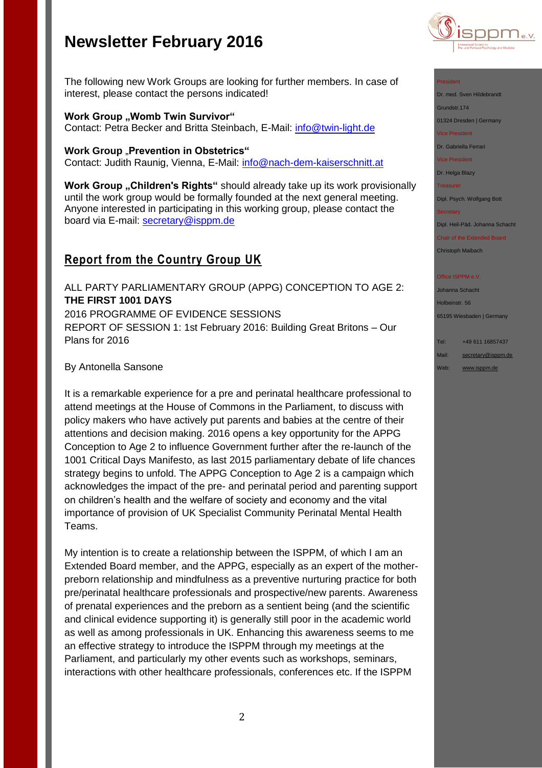# Newsletter February 2016

The following new Work Groups are looking for further members. In case of interest, please contact the persons indicated!

**Work Group „Womb Twin Survivor"**
Contact: Petra Becker and Britta Steinbach, E-Mail: info@twin-light.de

**Work Group „Prevention in Obstetrics"**
Contact: Judith Raunig, Vienna, E-Mail: info@nach-dem-kaiserschnitt.at

**Work Group „Children's Rights"** should already take up its work provisionally until the work group would be formally founded at the next general meeting. Anyone interested in participating in this working group, please contact the board via E-mail: secretary@isppm.de

## Report from the Country Group UK

ALL PARTY PARLIAMENTARY GROUP (APPG) CONCEPTION TO AGE 2: **THE FIRST 1001 DAYS**
2016 PROGRAMME OF EVIDENCE SESSIONS
REPORT OF SESSION 1: 1st February 2016: Building Great Britons – Our Plans for 2016

By Antonella Sansone

It is a remarkable experience for a pre and perinatal healthcare professional to attend meetings at the House of Commons in the Parliament, to discuss with policy makers who have actively put parents and babies at the centre of their attentions and decision making. 2016 opens a key opportunity for the APPG Conception to Age 2 to influence Government further after the re-launch of the 1001 Critical Days Manifesto, as last 2015 parliamentary debate of life chances strategy begins to unfold. The APPG Conception to Age 2 is a campaign which acknowledges the impact of the pre- and perinatal period and parenting support on children's health and the welfare of society and economy and the vital importance of provision of UK Specialist Community Perinatal Mental Health Teams.

My intention is to create a relationship between the ISPPM, of which I am an Extended Board member, and the APPG, especially as an expert of the mother-preborn relationship and mindfulness as a preventive nurturing practice for both pre/perinatal healthcare professionals and prospective/new parents. Awareness of prenatal experiences and the preborn as a sentient being (and the scientific and clinical evidence supporting it) is generally still poor in the academic world as well as among professionals in UK. Enhancing this awareness seems to me an effective strategy to introduce the ISPPM through my meetings at the Parliament, and particularly my other events such as workshops, seminars, interactions with other healthcare professionals, conferences etc. If the ISPPM

President
Dr. med. Sven Hildebrandt
Grundstr.174
01324 Dresden | Germany

Vice President
Dr. Gabriella Ferrari

Vice President
Dr. Helga Blazy

Treasurer
Dipl. Psych. Wolfgang Bott

Secretary
Dipl. Heil-Päd. Johanna Schacht

Chair of the Extended Board
Christoph Maibach

Office ISPPM e.V.
Johanna Schacht
Holbeinstr. 56
65195 Wiesbaden | Germany

Tel: +49 611 16857437
Mail: secretary@isppm.de
Web: www.isppm.de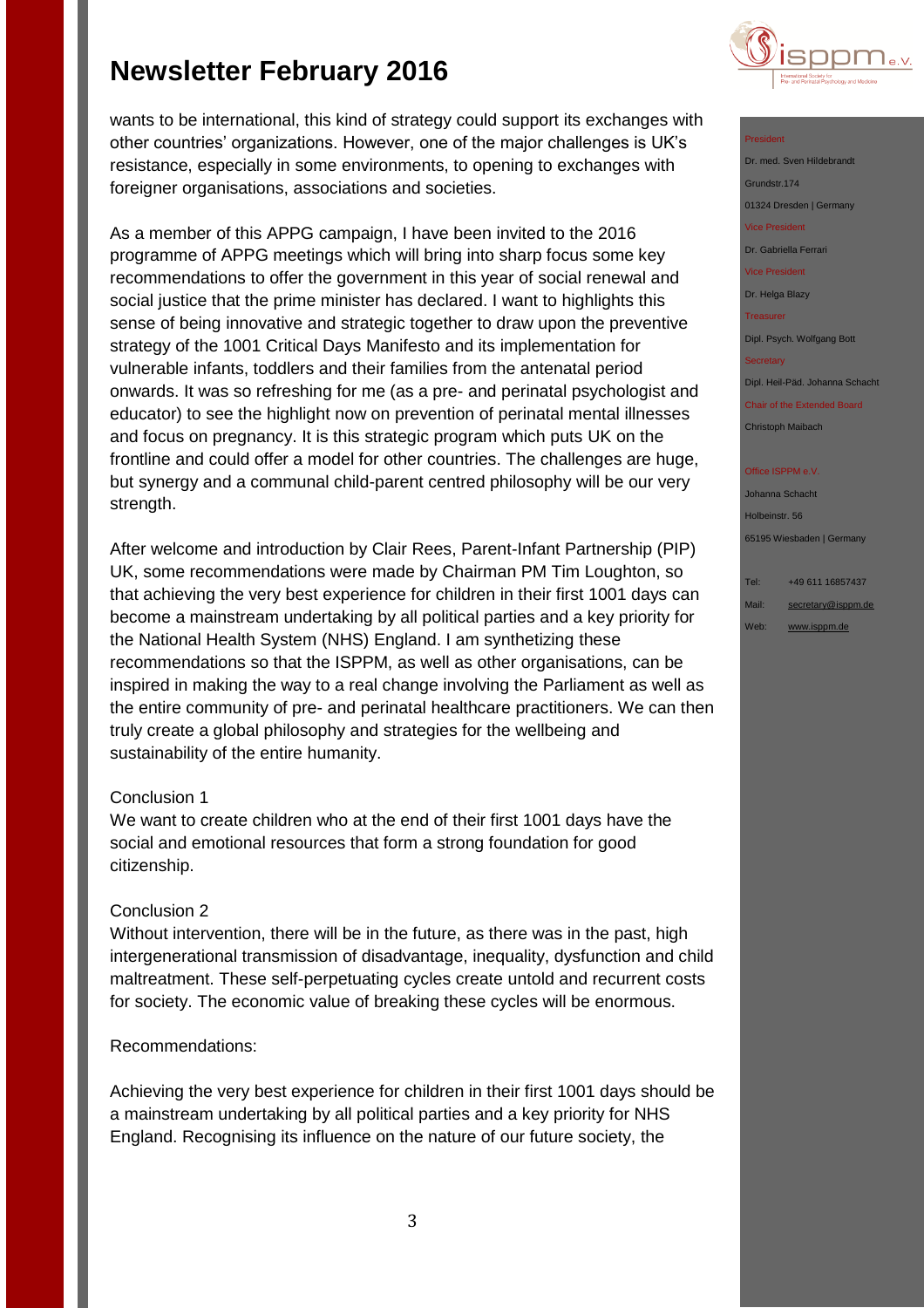wants to be international, this kind of strategy could support its exchanges with other countries' organizations. However, one of the major challenges is UK's resistance, especially in some environments, to opening to exchanges with foreigner organisations, associations and societies.

As a member of this APPG campaign, I have been invited to the 2016 programme of APPG meetings which will bring into sharp focus some key recommendations to offer the government in this year of social renewal and social justice that the prime minister has declared. I want to highlights this sense of being innovative and strategic together to draw upon the preventive strategy of the 1001 Critical Days Manifesto and its implementation for vulnerable infants, toddlers and their families from the antenatal period onwards. It was so refreshing for me (as a pre- and perinatal psychologist and educator) to see the highlight now on prevention of perinatal mental illnesses and focus on pregnancy. It is this strategic program which puts UK on the frontline and could offer a model for other countries. The challenges are huge, but synergy and a communal child-parent centred philosophy will be our very strength.

After welcome and introduction by Clair Rees, Parent-Infant Partnership (PIP) UK, some recommendations were made by Chairman PM Tim Loughton, so that achieving the very best experience for children in their first 1001 days can become a mainstream undertaking by all political parties and a key priority for the National Health System (NHS) England. I am synthetizing these recommendations so that the ISPPM, as well as other organisations, can be inspired in making the way to a real change involving the Parliament as well as the entire community of pre- and perinatal healthcare practitioners. We can then truly create a global philosophy and strategies for the wellbeing and sustainability of the entire humanity.

Conclusion 1
We want to create children who at the end of their first 1001 days have the social and emotional resources that form a strong foundation for good citizenship.

Conclusion 2
Without intervention, there will be in the future, as there was in the past, high intergenerational transmission of disadvantage, inequality, dysfunction and child maltreatment. These self-perpetuating cycles create untold and recurrent costs for society. The economic value of breaking these cycles will be enormous.

Recommendations:

Achieving the very best experience for children in their first 1001 days should be a mainstream undertaking by all political parties and a key priority for NHS England. Recognising its influence on the nature of our future society, the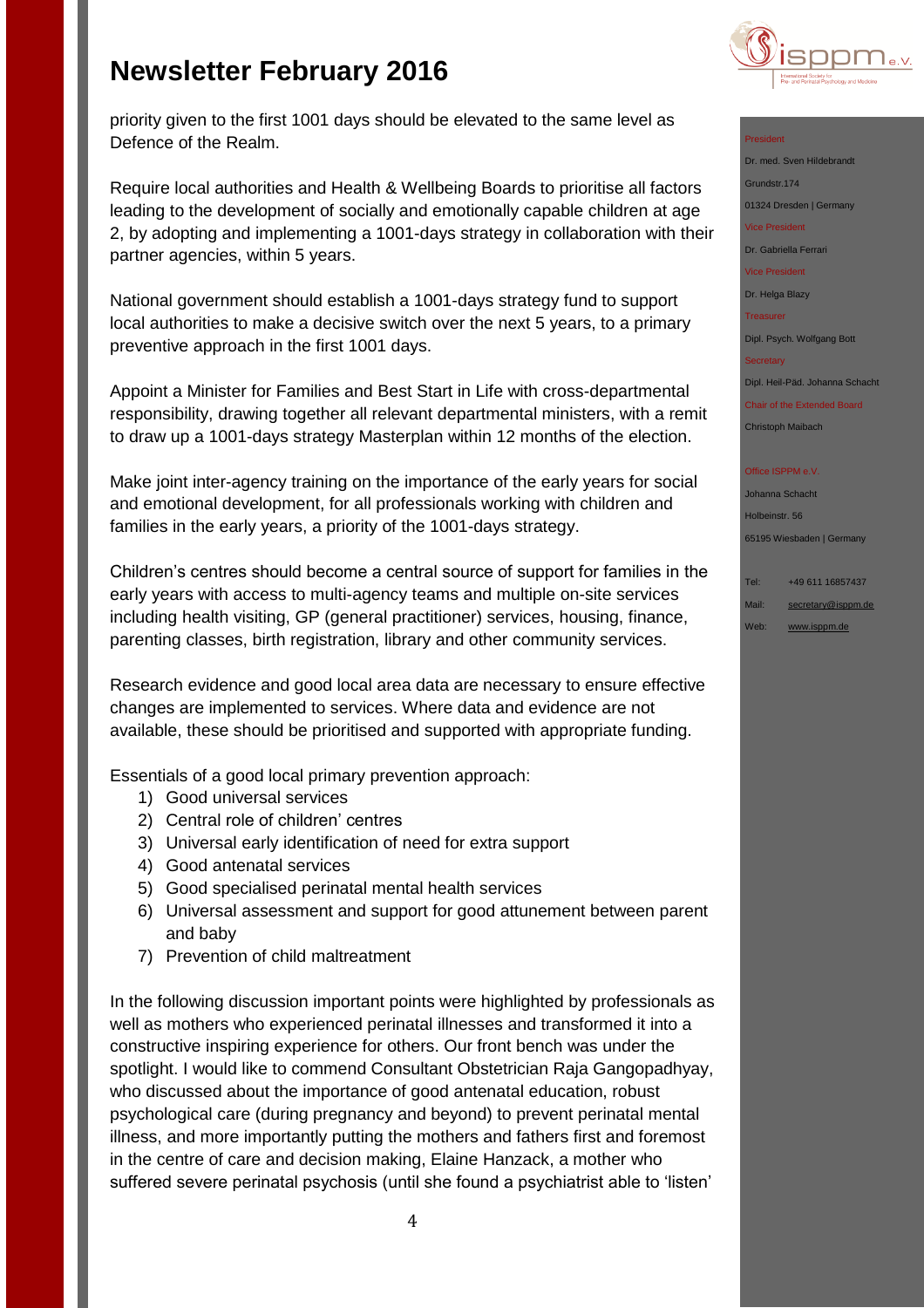priority given to the first 1001 days should be elevated to the same level as Defence of the Realm.

Require local authorities and Health & Wellbeing Boards to prioritise all factors leading to the development of socially and emotionally capable children at age 2, by adopting and implementing a 1001-days strategy in collaboration with their partner agencies, within 5 years.

National government should establish a 1001-days strategy fund to support local authorities to make a decisive switch over the next 5 years, to a primary preventive approach in the first 1001 days.

Appoint a Minister for Families and Best Start in Life with cross-departmental responsibility, drawing together all relevant departmental ministers, with a remit to draw up a 1001-days strategy Masterplan within 12 months of the election.

Make joint inter-agency training on the importance of the early years for social and emotional development, for all professionals working with children and families in the early years, a priority of the 1001-days strategy.

Children's centres should become a central source of support for families in the early years with access to multi-agency teams and multiple on-site services including health visiting, GP (general practitioner) services, housing, finance, parenting classes, birth registration, library and other community services.

Research evidence and good local area data are necessary to ensure effective changes are implemented to services. Where data and evidence are not available, these should be prioritised and supported with appropriate funding.

Essentials of a good local primary prevention approach:

1) Good universal services
2) Central role of children' centres
3) Universal early identification of need for extra support
4) Good antenatal services
5) Good specialised perinatal mental health services
6) Universal assessment and support for good attunement between parent and baby
7) Prevention of child maltreatment

In the following discussion important points were highlighted by professionals as well as mothers who experienced perinatal illnesses and transformed it into a constructive inspiring experience for others. Our front bench was under the spotlight. I would like to commend Consultant Obstetrician Raja Gangopadhyay, who discussed about the importance of good antenatal education, robust psychological care (during pregnancy and beyond) to prevent perinatal mental illness, and more importantly putting the mothers and fathers first and foremost in the centre of care and decision making, Elaine Hanzack, a mother who suffered severe perinatal psychosis (until she found a psychiatrist able to 'listen'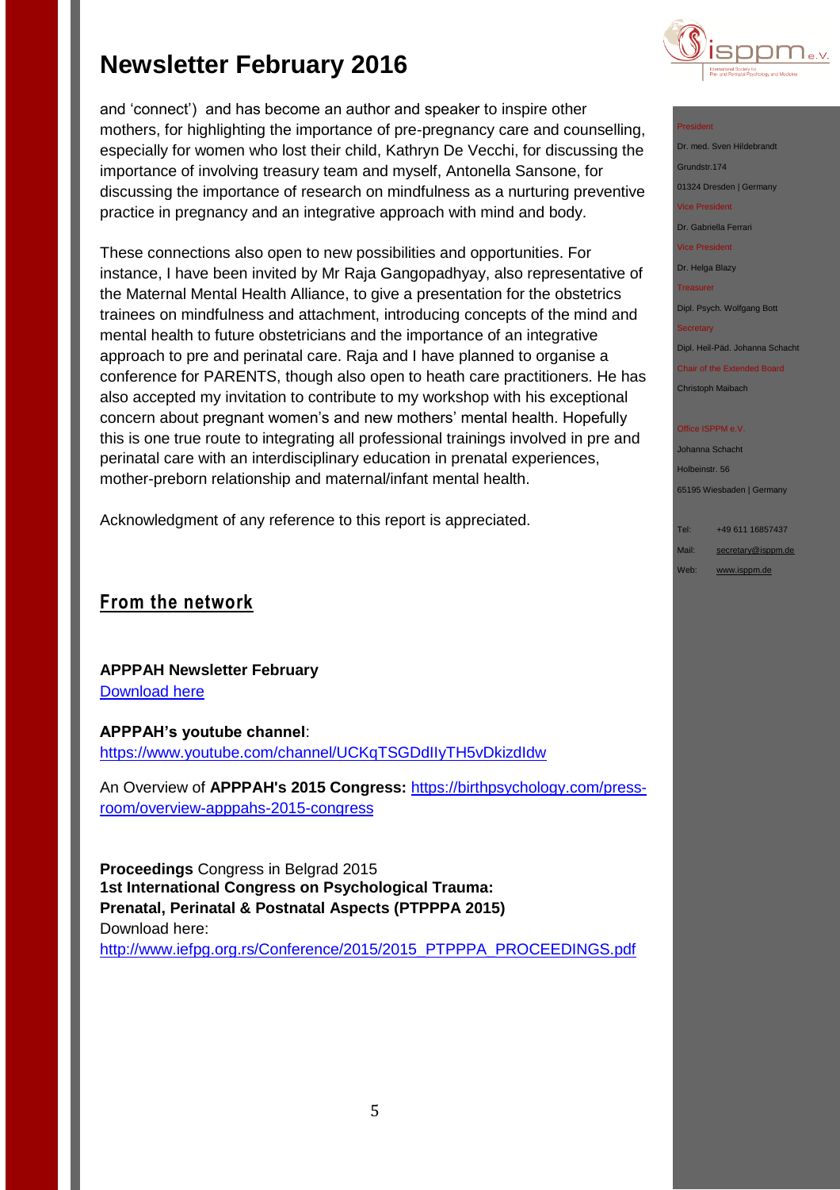and 'connect') and has become an author and speaker to inspire other mothers, for highlighting the importance of pre-pregnancy care and counselling, especially for women who lost their child, Kathryn De Vecchi, for discussing the importance of involving treasury team and myself, Antonella Sansone, for discussing the importance of research on mindfulness as a nurturing preventive practice in pregnancy and an integrative approach with mind and body.

These connections also open to new possibilities and opportunities. For instance, I have been invited by Mr Raja Gangopadhyay, also representative of the Maternal Mental Health Alliance, to give a presentation for the obstetrics trainees on mindfulness and attachment, introducing concepts of the mind and mental health to future obstetricians and the importance of an integrative approach to pre and perinatal care. Raja and I have planned to organise a conference for PARENTS, though also open to heath care practitioners. He has also accepted my invitation to contribute to my workshop with his exceptional concern about pregnant women's and new mothers' mental health. Hopefully this is one true route to integrating all professional trainings involved in pre and perinatal care with an interdisciplinary education in prenatal experiences, mother-preborn relationship and maternal/infant mental health.

Acknowledgment of any reference to this report is appreciated.

## From the network

**APPPAH Newsletter February**
Download here

**APPPAH's youtube channel**:
https://www.youtube.com/channel/UCKqTSGDdIIyTH5vDkizdIdw

An Overview of **APPPAH's 2015 Congress:** https://birthpsychology.com/press-room/overview-apppahs-2015-congress

**Proceedings** Congress in Belgrad 2015
**1st International Congress on Psychological Trauma: Prenatal, Perinatal & Postnatal Aspects (PTPPPA 2015)**
Download here:
http://www.iefpg.org.rs/Conference/2015/2015_PTPPPA_PROCEEDINGS.pdf

President
Dr. med. Sven Hildebrandt
Grundstr.174
01324 Dresden | Germany
Vice President
Dr. Gabriella Ferrari
Vice President
Dr. Helga Blazy
Treasurer
Dipl. Psych. Wolfgang Bott
Secretary
Dipl. Heil-Päd. Johanna Schacht
Chair of the Extended Board
Christoph Maibach

Office ISPPM e.V.
Johanna Schacht
Holbeinstr. 56
65195 Wiesbaden | Germany

Tel: +49 611 16857437
Mail: secretary@isppm.de
Web: www.isppm.de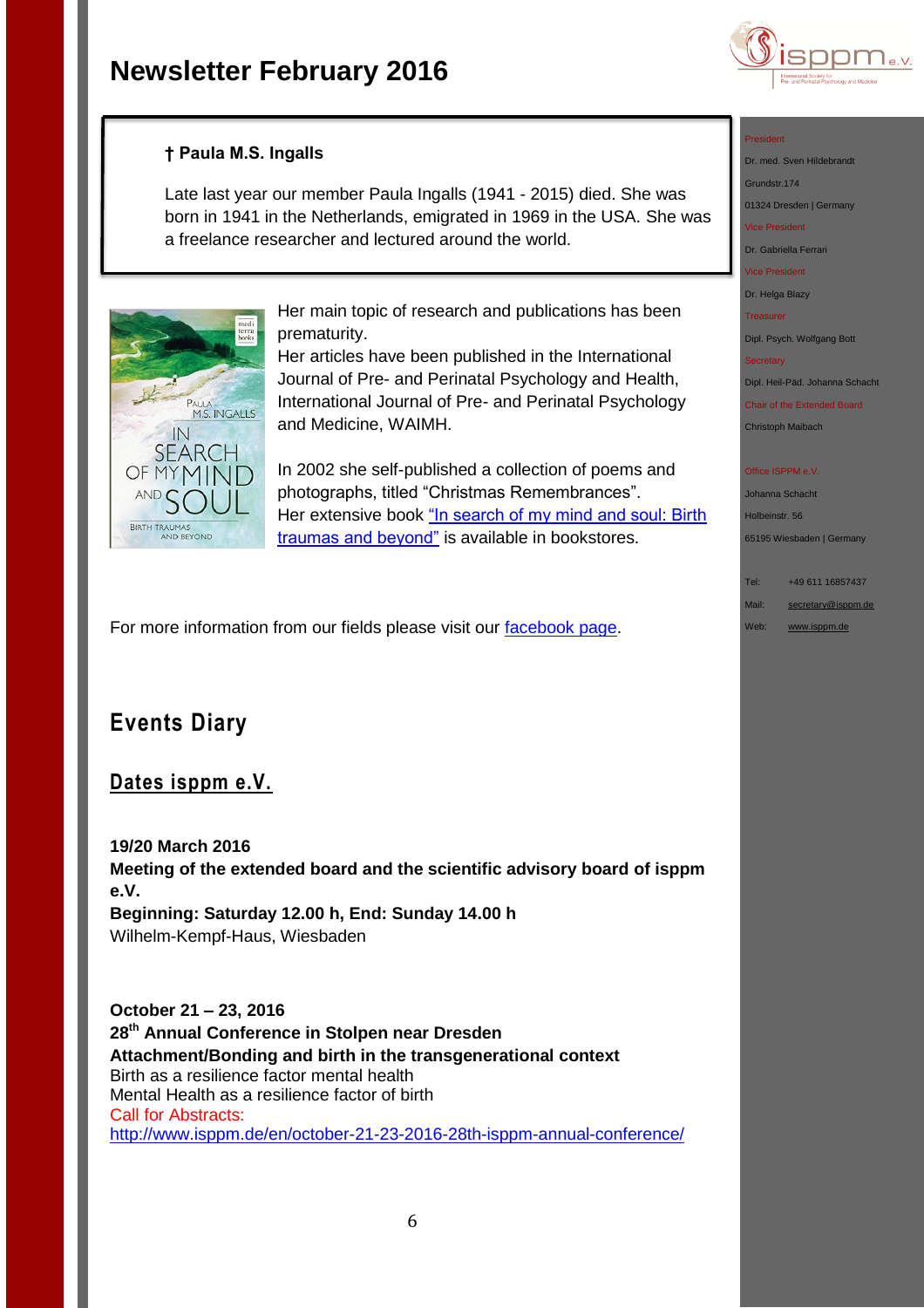**† Paula M.S. Ingalls**

Late last year our member Paula Ingalls (1941 - 2015) died. She was born in 1941 in the Netherlands, emigrated in 1969 in the USA. She was a freelance researcher and lectured around the world.

Her main topic of research and publications has been prematurity.
Her articles have been published in the International Journal of Pre- and Perinatal Psychology and Health, International Journal of Pre- and Perinatal Psychology and Medicine, WAIMH.

In 2002 she self-published a collection of poems and photographs, titled "Christmas Remembrances".
Her extensive book "In search of my mind and soul: Birth traumas and beyond" is available in bookstores.

For more information from our fields please visit our facebook page.

## Events Diary

### Dates isppm e.V.

**19/20 March 2016**
**Meeting of the extended board and the scientific advisory board of isppm e.V.**
**Beginning: Saturday 12.00 h, End: Sunday 14.00 h**
Wilhelm-Kempf-Haus, Wiesbaden

**October 21 – 23, 2016**
**28th Annual Conference in Stolpen near Dresden**
**Attachment/Bonding and birth in the transgenerational context**
Birth as a resilience factor mental health
Mental Health as a resilience factor of birth
Call for Abstracts:
http://www.isppm.de/en/october-21-23-2016-28th-isppm-annual-conference/

President
Dr. med. Sven Hildebrandt
Grundstr.174
01324 Dresden | Germany
Vice President
Dr. Gabriella Ferrari
Vice President
Dr. Helga Blazy
Treasurer
Dipl. Psych. Wolfgang Bott
Secretary
Dipl. Heil-Päd. Johanna Schacht
Chair of the Extended Board
Christoph Maibach

Office ISPPM e.V.
Johanna Schacht
Holbeinstr. 56
65195 Wiesbaden | Germany

Tel: +49 611 16857437
Mail: secretary@isppm.de
Web: www.isppm.de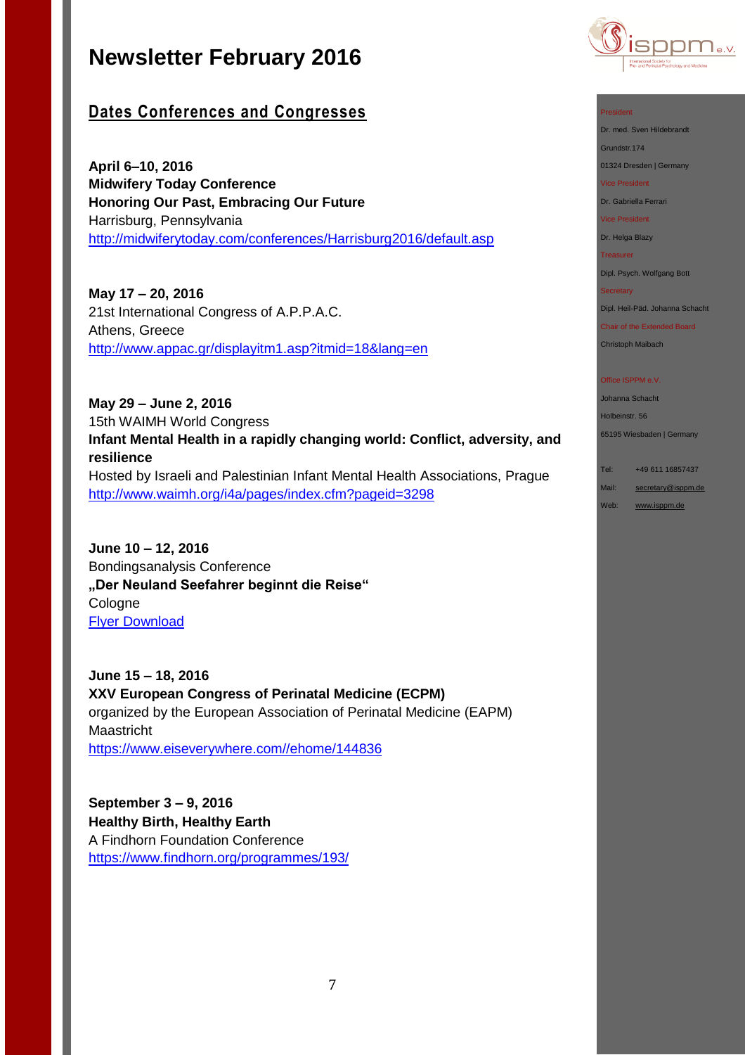# Newsletter February 2016

## Dates Conferences and Congresses

**April 6–10, 2016**
**Midwifery Today Conference**
**Honoring Our Past, Embracing Our Future**
Harrisburg, Pennsylvania
http://midwiferytoday.com/conferences/Harrisburg2016/default.asp

**May 17 – 20, 2016**
21st International Congress of A.P.P.A.C.
Athens, Greece
http://www.appac.gr/displayitm1.asp?itmid=18&lang=en

**May 29 – June 2, 2016**
15th WAIMH World Congress
**Infant Mental Health in a rapidly changing world: Conflict, adversity, and resilience**
Hosted by Israeli and Palestinian Infant Mental Health Associations, Prague
http://www.waimh.org/i4a/pages/index.cfm?pageid=3298

**June 10 – 12, 2016**
Bondingsanalysis Conference
**„Der Neuland Seefahrer beginnt die Reise“**
Cologne
Flyer Download

**June 15 – 18, 2016**
**XXV European Congress of Perinatal Medicine (ECPM)**
organized by the European Association of Perinatal Medicine (EAPM)
Maastricht
https://www.eiseverywhere.com//ehome/144836

**September 3 – 9, 2016**
**Healthy Birth, Healthy Earth**
A Findhorn Foundation Conference
https://www.findhorn.org/programmes/193/

---

President
Dr. med. Sven Hildebrandt
Grundstr.174
01324 Dresden | Germany

Vice President
Dr. Gabriella Ferrari

Vice President
Dr. Helga Blazy

Treasurer
Dipl. Psych. Wolfgang Bott

Secretary
Dipl. Heil-Päd. Johanna Schacht

Chair of the Extended Board
Christoph Maibach

Office ISPPM e.V.
Johanna Schacht
Holbeinstr. 56
65195 Wiesbaden | Germany

Tel: +49 611 16857437
Mail: secretary@isppm.de
Web: www.isppm.de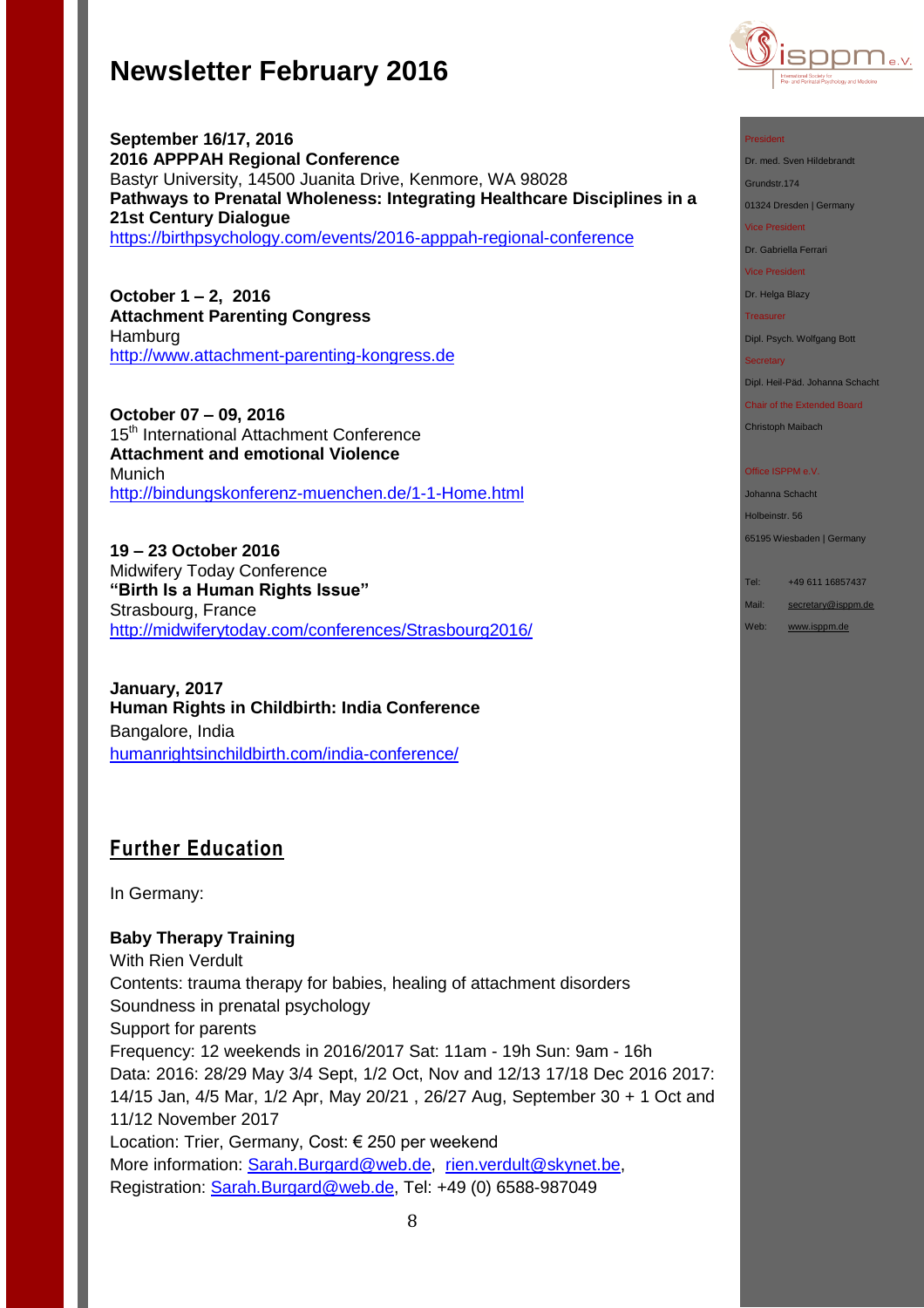**September 16/17, 2016**
**2016 APPPAH Regional Conference**
Bastyr University, 14500 Juanita Drive, Kenmore, WA 98028
**Pathways to Prenatal Wholeness: Integrating Healthcare Disciplines in a 21st Century Dialogue**
https://birthpsychology.com/events/2016-apppah-regional-conference

**October 1 – 2, 2016**
**Attachment Parenting Congress**
Hamburg
http://www.attachment-parenting-kongress.de

**October 07 – 09, 2016**
15th International Attachment Conference
**Attachment and emotional Violence**
Munich
http://bindungskonferenz-muenchen.de/1-1-Home.html

**19 – 23 October 2016**
Midwifery Today Conference
**"Birth Is a Human Rights Issue"**
Strasbourg, France
http://midwiferytoday.com/conferences/Strasbourg2016/

**January, 2017**
**Human Rights in Childbirth: India Conference**
Bangalore, India
humanrightsinchildbirth.com/india-conference/

## Further Education

In Germany:

**Baby Therapy Training**
With Rien Verdult
Contents: trauma therapy for babies, healing of attachment disorders
Soundness in prenatal psychology
Support for parents
Frequency: 12 weekends in 2016/2017 Sat: 11am - 19h Sun: 9am - 16h
Data: 2016: 28/29 May 3/4 Sept, 1/2 Oct, Nov and 12/13 17/18 Dec 2016 2017: 14/15 Jan, 4/5 Mar, 1/2 Apr, May 20/21 , 26/27 Aug, September 30 + 1 Oct and 11/12 November 2017
Location: Trier, Germany, Cost: € 250 per weekend
More information: Sarah.Burgard@web.de, rien.verdult@skynet.be,
Registration: Sarah.Burgard@web.de, Tel: +49 (0) 6588-987049

President
Dr. med. Sven Hildebrandt
Grundstr.174
01324 Dresden | Germany
Vice President
Dr. Gabriella Ferrari
Vice President
Dr. Helga Blazy
Treasurer
Dipl. Psych. Wolfgang Bott
Secretary
Dipl. Heil-Päd. Johanna Schacht
Chair of the Extended Board
Christoph Maibach

Office ISPPM e.V.
Johanna Schacht
Holbeinstr. 56
65195 Wiesbaden | Germany

Tel: +49 611 16857437
Mail: secretary@isppm.de
Web: www.isppm.de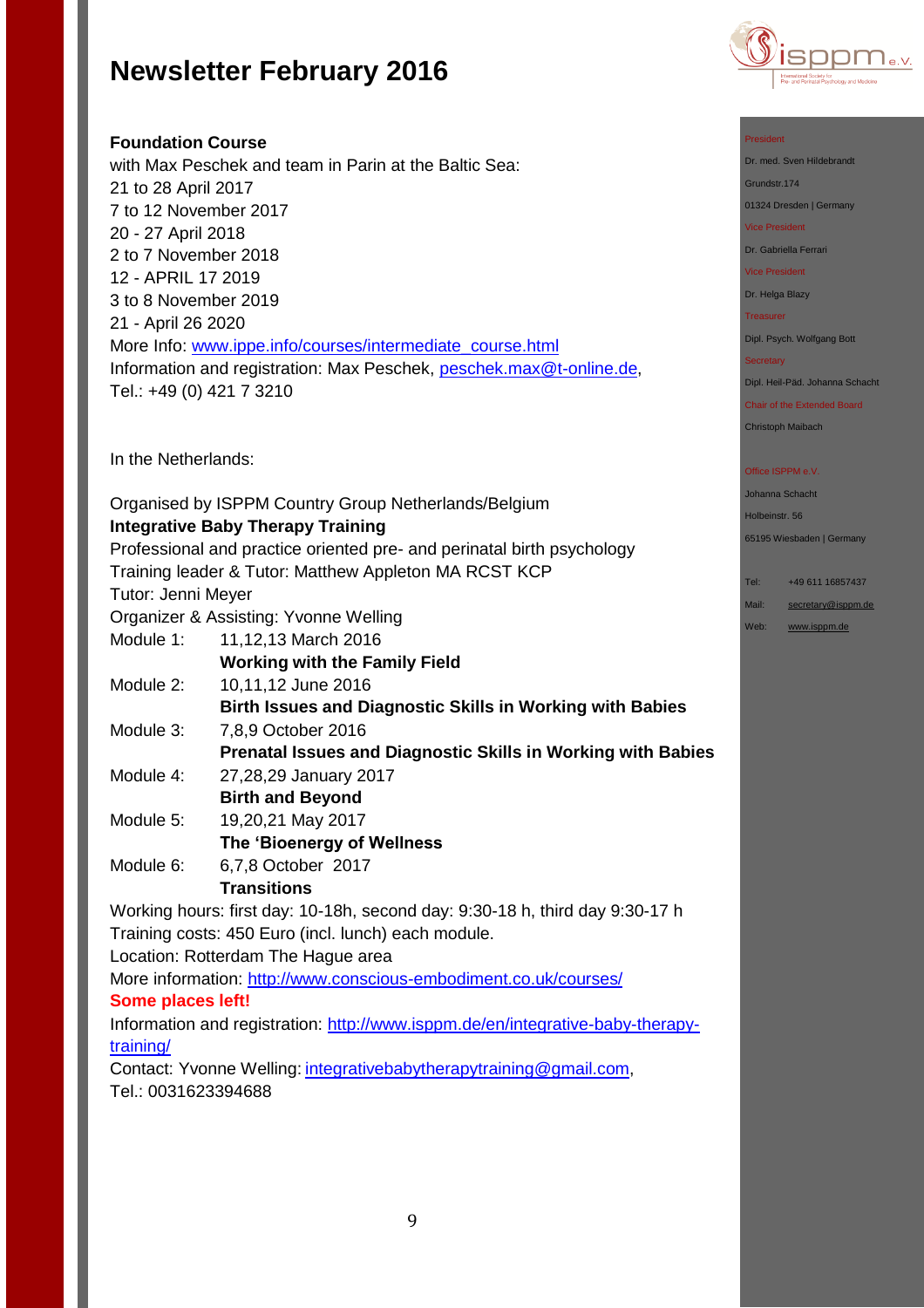**Foundation Course**

with Max Peschek and team in Parin at the Baltic Sea:
21 to 28 April 2017
7 to 12 November 2017
20 - 27 April 2018
2 to 7 November 2018
12 - APRIL 17 2019
3 to 8 November 2019
21 - April 26 2020
More Info: www.ippe.info/courses/intermediate_course.html
Information and registration: Max Peschek, peschek.max@t-online.de,
Tel.: +49 (0) 421 7 3210

In the Netherlands:

Organised by ISPPM Country Group Netherlands/Belgium
**Integrative Baby Therapy Training**
Professional and practice oriented pre- and perinatal birth psychology
Training leader & Tutor: Matthew Appleton MA RCST KCP
Tutor: Jenni Meyer
Organizer & Assisting: Yvonne Welling

Module 1: 11,12,13 March 2016
**Working with the Family Field**

Module 2: 10,11,12 June 2016
**Birth Issues and Diagnostic Skills in Working with Babies**

Module 3: 7,8,9 October 2016
**Prenatal Issues and Diagnostic Skills in Working with Babies**

Module 4: 27,28,29 January 2017
**Birth and Beyond**

Module 5: 19,20,21 May 2017
**The 'Bioenergy of Wellness**

Module 6: 6,7,8 October 2017
**Transitions**

Working hours: first day: 10-18h, second day: 9:30-18 h, third day 9:30-17 h
Training costs: 450 Euro (incl. lunch) each module.
Location: Rotterdam The Hague area
More information: http://www.conscious-embodiment.co.uk/courses/
**Some places left!**
Information and registration: http://www.isppm.de/en/integrative-baby-therapy-training/
Contact: Yvonne Welling: integrativebabytherapytraining@gmail.com,
Tel.: 0031623394688

President
Dr. med. Sven Hildebrandt
Grundstr.174
01324 Dresden | Germany

Vice President
Dr. Gabriella Ferrari

Vice President
Dr. Helga Blazy

Treasurer
Dipl. Psych. Wolfgang Bott

Secretary
Dipl. Heil-Päd. Johanna Schacht

Chair of the Extended Board
Christoph Maibach

Office ISPPM e.V.
Johanna Schacht
Holbeinstr. 56
65195 Wiesbaden | Germany

Tel: +49 611 16857437
Mail: secretary@isppm.de
Web: www.isppm.de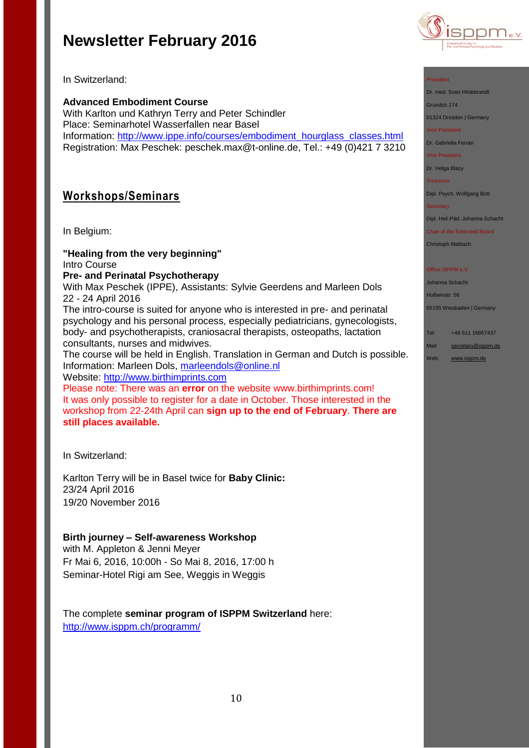In Switzerland:

**Advanced Embodiment Course**
With Karlton und Kathryn Terry and Peter Schindler
Place: Seminarhotel Wasserfallen near Basel
Information: http://www.ippe.info/courses/embodiment_hourglass_classes.html
Registration: Max Peschek: peschek.max@t-online.de, Tel.: +49 (0)421 7 3210

## Workshops/Seminars

In Belgium:

**"Healing from the very beginning"**
Intro Course
**Pre- and Perinatal Psychotherapy**
With Max Peschek (IPPE), Assistants: Sylvie Geerdens and Marleen Dols
22 - 24 April 2016
The intro-course is suited for anyone who is interested in pre- and perinatal psychology and his personal process, especially pediatricians, gynecologists, body- and psychotherapists, craniosacral therapists, osteopaths, lactation consultants, nurses and midwives.
The course will be held in English. Translation in German and Dutch is possible.
Information: Marleen Dols, marleendols@online.nl
Website: http://www.birthimprints.com
Please note: There was an **error** on the website www.birthimprints.com!
It was only possible to register for a date in October. Those interested in the workshop from 22-24th April can **sign up to the end of February**. **There are still places available.**

In Switzerland:

Karlton Terry will be in Basel twice for **Baby Clinic:**
23/24 April 2016
19/20 November 2016

**Birth journey – Self-awareness Workshop**
with M. Appleton & Jenni Meyer
Fr Mai 6, 2016, 10:00h - So Mai 8, 2016, 17:00 h
Seminar-Hotel Rigi am See, Weggis in Weggis

The complete **seminar program of ISPPM Switzerland** here:
http://www.isppm.ch/programm/

President
Dr. med. Sven Hildebrandt
Grundstr.174
01324 Dresden | Germany
Vice President
Dr. Gabriella Ferrari
Vice President
Dr. Helga Blazy
Treasurer
Dipl. Psych. Wolfgang Bott
Secretary
Dipl. Heil-Päd. Johanna Schacht
Chair of the Extended Board
Christoph Maibach

Office ISPPM e.V.
Johanna Schacht
Holbeinstr. 56
65195 Wiesbaden | Germany

Tel: +49 611 16857437
Mail: secretary@isppm.de
Web: www.isppm.de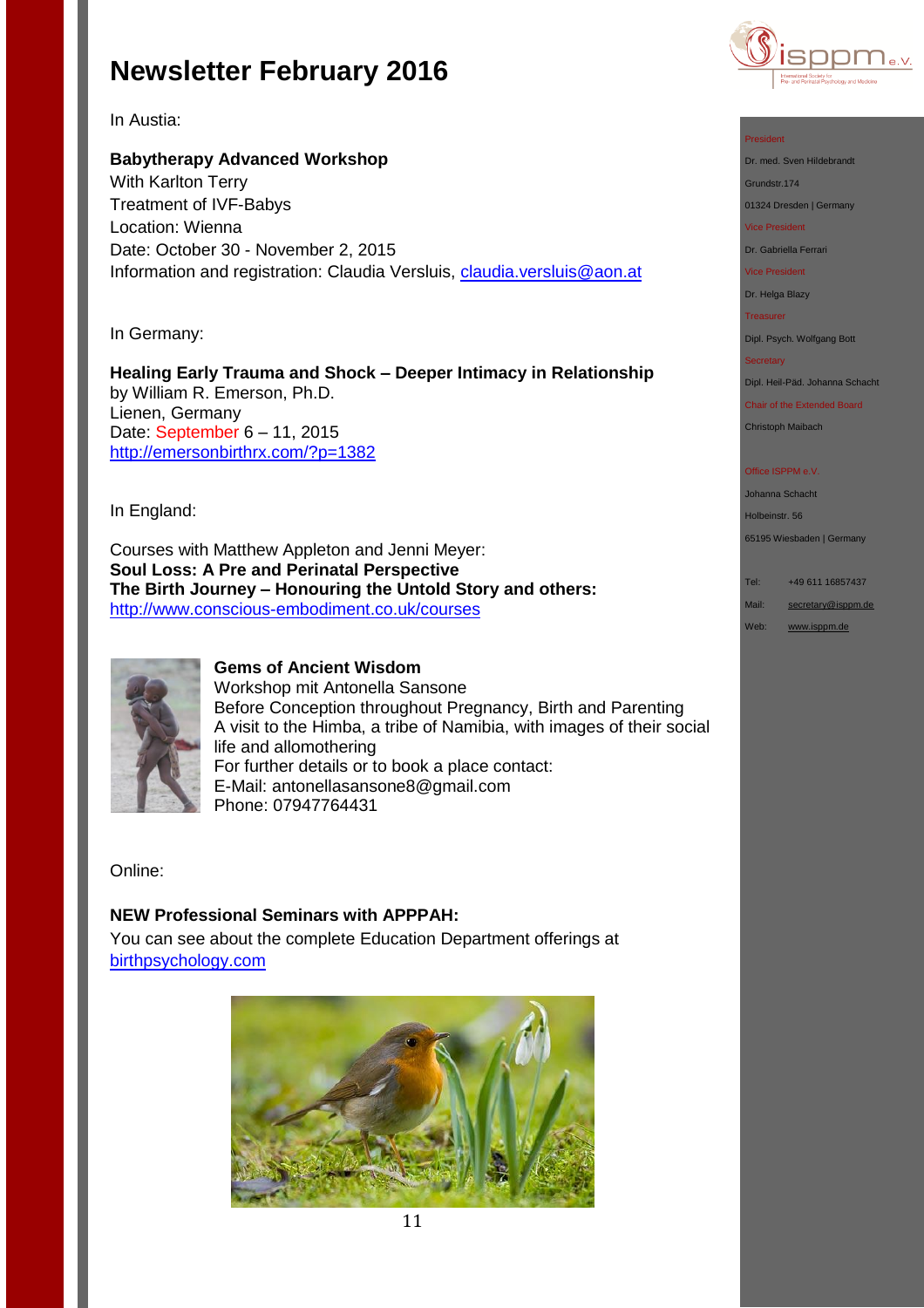# Newsletter February 2016

In Austia:

**Babytherapy Advanced Workshop**
With Karlton Terry
Treatment of IVF-Babys
Location: Wienna
Date: October 30 - November 2, 2015
Information and registration: Claudia Versluis, claudia.versluis@aon.at

In Germany:

**Healing Early Trauma and Shock – Deeper Intimacy in Relationship**
by William R. Emerson, Ph.D.
Lienen, Germany
Date: September 6 – 11, 2015
http://emersonbirthrx.com/?p=1382

In England:

Courses with Matthew Appleton and Jenni Meyer:
**Soul Loss: A Pre and Perinatal Perspective**
**The Birth Journey – Honouring the Untold Story and others:**
http://www.conscious-embodiment.co.uk/courses

**Gems of Ancient Wisdom**
Workshop mit Antonella Sansone
Before Conception throughout Pregnancy, Birth and Parenting
A visit to the Himba, a tribe of Namibia, with images of their social life and allomothering
For further details or to book a place contact:
E-Mail: antonellasansone8@gmail.com
Phone: 07947764431

Online:

**NEW Professional Seminars with APPPAH:**
You can see about the complete Education Department offerings at birthpsychology.com

President
Dr. med. Sven Hildebrandt
Grundstr.174
01324 Dresden | Germany

Vice President
Dr. Gabriella Ferrari

Vice President
Dr. Helga Blazy

Treasurer
Dipl. Psych. Wolfgang Bott

Secretary
Dipl. Heil-Päd. Johanna Schacht

Chair of the Extended Board
Christoph Maibach

Office ISPPM e.V.
Johanna Schacht
Holbeinstr. 56
65195 Wiesbaden | Germany

Tel: +49 611 16857437
Mail: secretary@isppm.de
Web: www.isppm.de